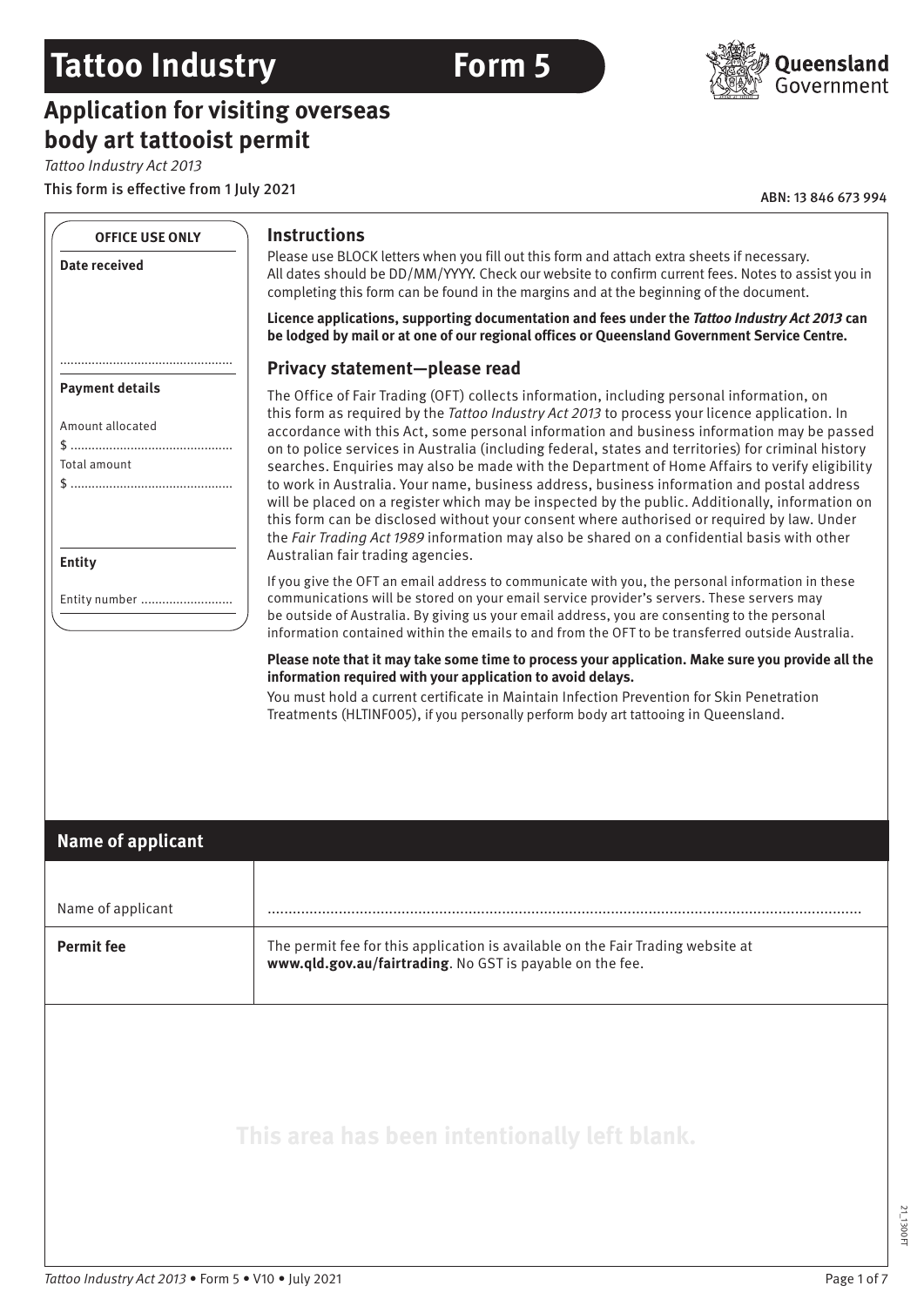# Tattoo Industry Form 5

Queensland Government

## Application for visiting overseas body art tattooist permit

*Tattoo Industry Act 2013*

This form is effective from 1 July 2021

ABN: 13 846 673 994

**OFFICE USE ONLY**

**Date received**

................................................

**Payment details**

Amount allocated

$ ..............................................

Total amount

$ ..............................................

**Entity**

Entity number ..........................

### Instructions

Please use BLOCK letters when you fill out this form and attach extra sheets if necessary. All dates should be DD/MM/YYYY. Check our website to confirm current fees. Notes to assist you in completing this form can be found in the margins and at the beginning of the document.

**Licence applications, supporting documentation and fees under the *Tattoo Industry Act 2013* can be lodged by mail or at one of our regional offices or Queensland Government Service Centre.**

### Privacy statement—please read

The Office of Fair Trading (OFT) collects information, including personal information, on this form as required by the *Tattoo Industry Act 2013* to process your licence application. In accordance with this Act, some personal information and business information may be passed on to police services in Australia (including federal, states and territories) for criminal history searches. Enquiries may also be made with the Department of Home Affairs to verify eligibility to work in Australia. Your name, business address, business information and postal address will be placed on a register which may be inspected by the public. Additionally, information on this form can be disclosed without your consent where authorised or required by law. Under the *Fair Trading Act 1989* information may also be shared on a confidential basis with other Australian fair trading agencies.

If you give the OFT an email address to communicate with you, the personal information in these communications will be stored on your email service provider's servers. These servers may be outside of Australia. By giving us your email address, you are consenting to the personal information contained within the emails to and from the OFT to be transferred outside Australia.

**Please note that it may take some time to process your application. Make sure you provide all the information required with your application to avoid delays.**

You must hold a current certificate in Maintain Infection Prevention for Skin Penetration Treatments (HLTINF005), if you personally perform body art tattooing in Queensland.

## Name of applicant

| | |
|---|---|
| Name of applicant | ........................................................................................................................................ |
| **Permit fee** | The permit fee for this application is available on the Fair Trading website at **www.qld.gov.au/fairtrading**. No GST is payable on the fee. |

This area has been intentionally left blank.

21_1300FT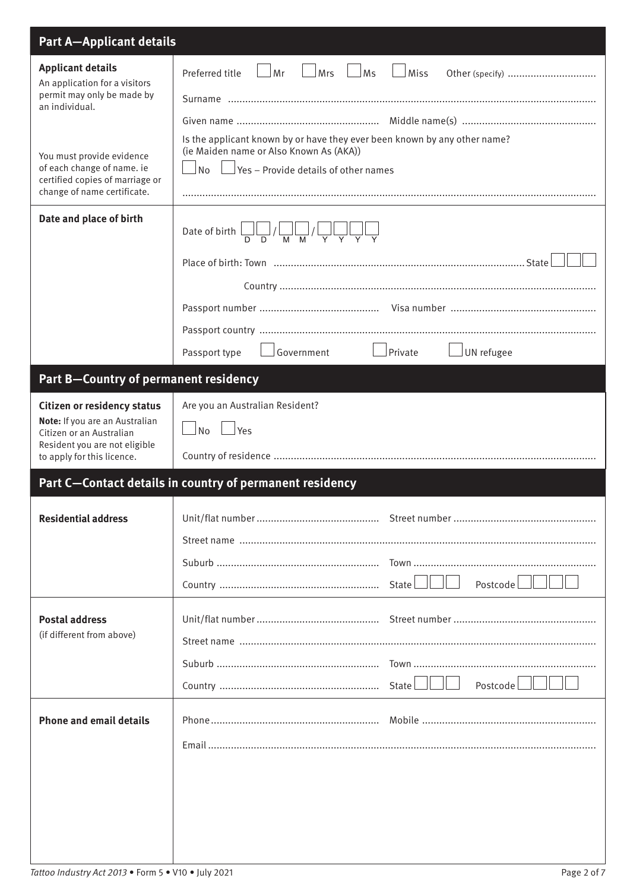## Part A—Applicant details

**Applicant details**

An application for a visitors permit may only be made by an individual.

You must provide evidence of each change of name. ie certified copies of marriage or change of name certificate.

Preferred title ☐ Mr ☐ Mrs ☐ Ms ☐ Miss Other (specify) ...............................

Surname ...............................................................................................................................

Given name .................................................. Middle name(s) ...............................................

Is the applicant known by or have they ever been known by any other name? (ie Maiden name or Also Known As (AKA))

☐ No ☐ Yes – Provide details of other names

...............................................................................................................................

**Date and place of birth**

Date of birth ☐☐ / ☐☐ / ☐☐☐☐ (D D / M M / Y Y Y Y)

Place of birth: Town ........................................................................................ State ☐☐☐

Country ..............................................................................................................

Passport number .......................................... Visa number ..................................................

Passport country .....................................................................................................................

Passport type ☐ Government ☐ Private ☐ UN refugee

## Part B—Country of permanent residency

**Citizen or residency status**

**Note:** If you are an Australian Citizen or an Australian Resident you are not eligible to apply for this licence.

Are you an Australian Resident?

☐ No ☐ Yes

Country of residence ...............................................................................................................

## Part C—Contact details in country of permanent residency

**Residential address**

Unit/flat number ........................................... Street number ..................................................

Street name ...........................................................................................................................

Suburb ......................................................... Town ................................................................

Country ........................................................ State ☐☐☐ Postcode ☐☐☐☐

**Postal address**

(if different from above)

Unit/flat number ........................................... Street number ..................................................

Street name ...........................................................................................................................

Suburb ......................................................... Town ................................................................

Country ........................................................ State ☐☐☐ Postcode ☐☐☐☐

**Phone and email details**

Phone ........................................................... Mobile .............................................................

Email .......................................................................................................................................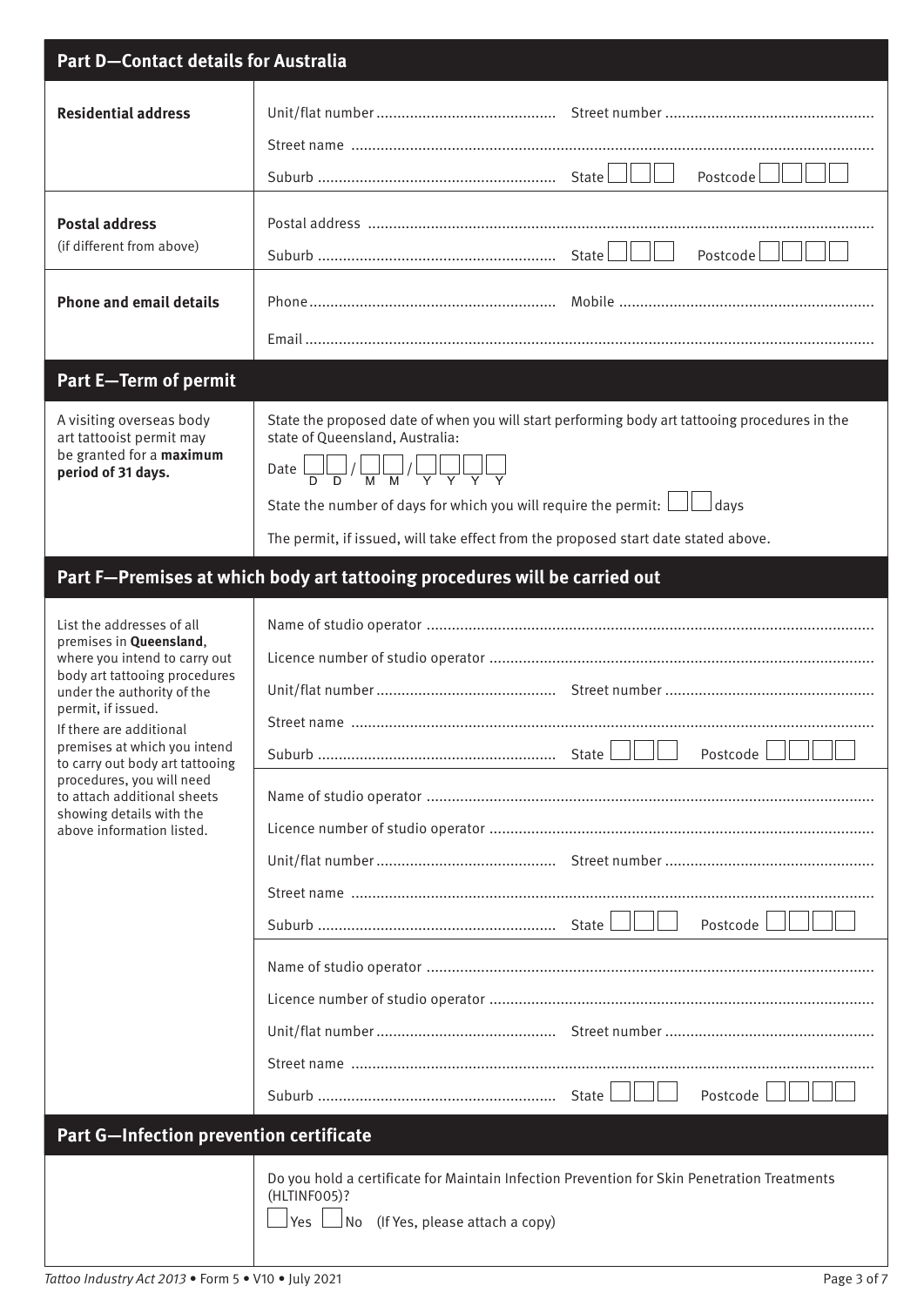## Part D—Contact details for Australia

| | |
|---|---|
| **Residential address** | Unit/flat number .......................................... Street number ................................................. |
| | Street name .......................................................................................................................... |
| | Suburb ........................................................ State ☐☐☐ Postcode ☐☐☐☐ |
| **Postal address** (if different from above) | Postal address ...................................................................................................................... |
| | Suburb ........................................................ State ☐☐☐ Postcode ☐☐☐☐ |
| **Phone and email details** | Phone........................................................... Mobile ............................................................ |
| | Email ..................................................................................................................................... |

## Part E—Term of permit

| | |
|---|---|
| A visiting overseas body art tattooist permit may be granted for a **maximum period of 31 days.** | State the proposed date of when you will start performing body art tattooing procedures in the state of Queensland, Australia: |
| | Date ☐☐ / ☐☐ / ☐☐☐☐ (D D / M M / Y Y Y Y) |
| | State the number of days for which you will require the permit: ☐☐ days |
| | The permit, if issued, will take effect from the proposed start date stated above. |

## Part F—Premises at which body art tattooing procedures will be carried out

List the addresses of all premises in **Queensland**, where you intend to carry out body art tattooing procedures under the authority of the permit, if issued.

If there are additional premises at which you intend to carry out body art tattooing procedures, you will need to attach additional sheets showing details with the above information listed.

Name of studio operator ...........................................................................................................

Licence number of studio operator ...........................................................................................

Unit/flat number .......................................... Street number .................................................

Street name ..........................................................................................................................

Suburb ........................................................ State ☐☐☐ Postcode ☐☐☐☐

Name of studio operator ...........................................................................................................

Licence number of studio operator ...........................................................................................

Unit/flat number .......................................... Street number .................................................

Street name ..........................................................................................................................

Suburb ........................................................ State ☐☐☐ Postcode ☐☐☐☐

Name of studio operator ...........................................................................................................

Licence number of studio operator ...........................................................................................

Unit/flat number .......................................... Street number .................................................

Street name ..........................................................................................................................

Suburb ........................................................ State ☐☐☐ Postcode ☐☐☐☐

## Part G—Infection prevention certificate

Do you hold a certificate for Maintain Infection Prevention for Skin Penetration Treatments (HLTINF005)?

☐ Yes ☐ No (If Yes, please attach a copy)

*Tattoo Industry Act 2013* • Form 5 • V10 • July 2021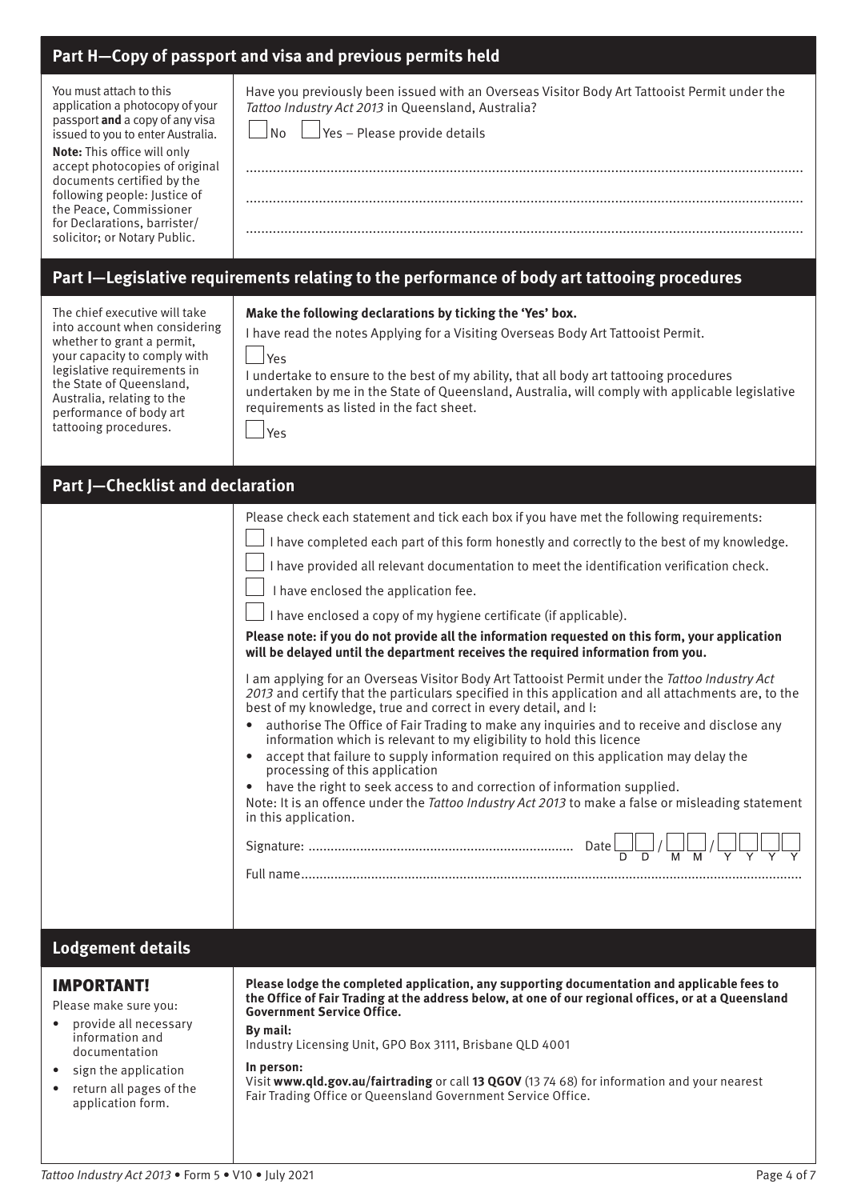## Part H—Copy of passport and visa and previous permits held

You must attach to this application a photocopy of your passport **and** a copy of any visa issued to you to enter Australia.

**Note:** This office will only accept photocopies of original documents certified by the following people: Justice of the Peace, Commissioner for Declarations, barrister/ solicitor; or Notary Public.

Have you previously been issued with an Overseas Visitor Body Art Tattooist Permit under the *Tattoo Industry Act 2013* in Queensland, Australia?

☐ No ☐ Yes – Please provide details

............................................................................................................................................

............................................................................................................................................

............................................................................................................................................

## Part I—Legislative requirements relating to the performance of body art tattooing procedures

The chief executive will take into account when considering whether to grant a permit, your capacity to comply with legislative requirements in the State of Queensland, Australia, relating to the performance of body art tattooing procedures.

**Make the following declarations by ticking the 'Yes' box.**

I have read the notes Applying for a Visiting Overseas Body Art Tattooist Permit.

☐ Yes

I undertake to ensure to the best of my ability, that all body art tattooing procedures undertaken by me in the State of Queensland, Australia, will comply with applicable legislative requirements as listed in the fact sheet.

☐ Yes

## Part J—Checklist and declaration

Please check each statement and tick each box if you have met the following requirements:

☐ I have completed each part of this form honestly and correctly to the best of my knowledge.

☐ I have provided all relevant documentation to meet the identification verification check.

☐ I have enclosed the application fee.

☐ I have enclosed a copy of my hygiene certificate (if applicable).

**Please note: if you do not provide all the information requested on this form, your application will be delayed until the department receives the required information from you.**

I am applying for an Overseas Visitor Body Art Tattooist Permit under the *Tattoo Industry Act 2013* and certify that the particulars specified in this application and all attachments are, to the best of my knowledge, true and correct in every detail, and I:

- authorise The Office of Fair Trading to make any inquiries and to receive and disclose any information which is relevant to my eligibility to hold this licence
- accept that failure to supply information required on this application may delay the processing of this application
- have the right to seek access to and correction of information supplied.

Note: It is an offence under the *Tattoo Industry Act 2013* to make a false or misleading statement in this application.

Signature: ........................................................................ Date ☐☐ / ☐☐ / ☐☐☐☐ (D D / M M / Y Y Y Y)

Full name............................................................................................................................

## Lodgement details

**IMPORTANT!**

Please make sure you:

- provide all necessary information and documentation
- sign the application
- return all pages of the application form.

**Please lodge the completed application, any supporting documentation and applicable fees to the Office of Fair Trading at the address below, at one of our regional offices, or at a Queensland Government Service Office.**

**By mail:**
Industry Licensing Unit, GPO Box 3111, Brisbane QLD 4001

**In person:**
Visit **www.qld.gov.au/fairtrading** or call **13 QGOV** (13 74 68) for information and your nearest Fair Trading Office or Queensland Government Service Office.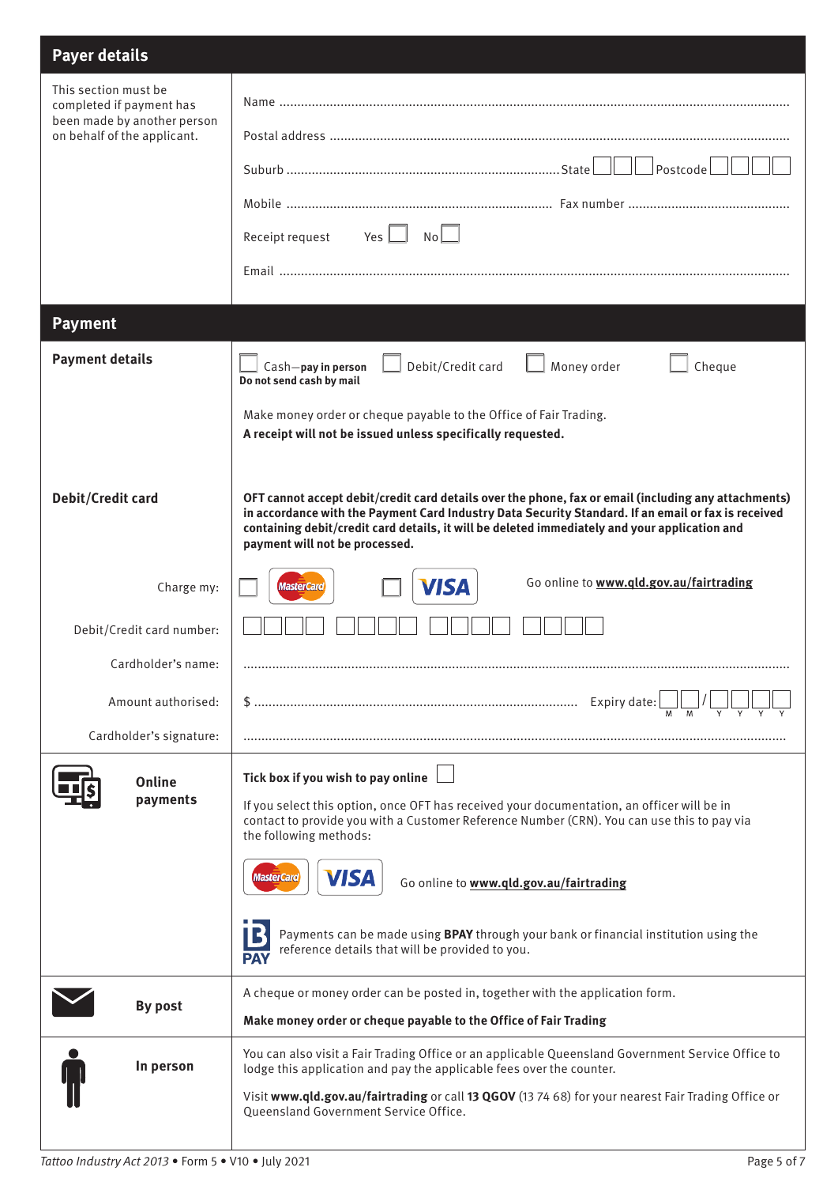## Payer details

This section must be completed if payment has been made by another person on behalf of the applicant.

Name ..............................................................................................................................

Postal address ....................................................................................................................

Suburb ........................................................................... State ☐☐☐ Postcode ☐☐☐☐

Mobile .......................................................................... Fax number .............................................

Receipt request     Yes ☐     No ☐

Email ...............................................................................................................................

## Payment

### Payment details

☐ Cash—**pay in person**
**Do not send cash by mail**

☐ Debit/Credit card     ☐ Money order     ☐ Cheque

Make money order or cheque payable to the Office of Fair Trading.

**A receipt will not be issued unless specifically requested.**

### Debit/Credit card

**OFT cannot accept debit/credit card details over the phone, fax or email (including any attachments) in accordance with the Payment Card Industry Data Security Standard. If an email or fax is received containing debit/credit card details, it will be deleted immediately and your application and payment will not be processed.**

Charge my: ☐ MasterCard     ☐ VISA     Go online to **www.qld.gov.au/fairtrading**

Debit/Credit card number: ☐☐☐☐ ☐☐☐☐ ☐☐☐☐ ☐☐☐☐

Cardholder's name: ..............................................................................................................

Amount authorised: $ ................................................................................ Expiry date: ☐☐ / ☐☐☐☐ (M M / Y Y Y Y)

Cardholder's signature: ..............................................................................................................

### Online payments

**Tick box if you wish to pay online** ☐

If you select this option, once OFT has received your documentation, an officer will be in contact to provide you with a Customer Reference Number (CRN). You can use this to pay via the following methods:

MasterCard  VISA     Go online to **www.qld.gov.au/fairtrading**

BPAY     Payments can be made using **BPAY** through your bank or financial institution using the reference details that will be provided to you.

### By post

A cheque or money order can be posted in, together with the application form.

**Make money order or cheque payable to the Office of Fair Trading**

### In person

You can also visit a Fair Trading Office or an applicable Queensland Government Service Office to lodge this application and pay the applicable fees over the counter.

Visit **www.qld.gov.au/fairtrading** or call **13 QGOV** (13 74 68) for your nearest Fair Trading Office or Queensland Government Service Office.

*Tattoo Industry Act 2013* • Form 5 • V10 • July 2021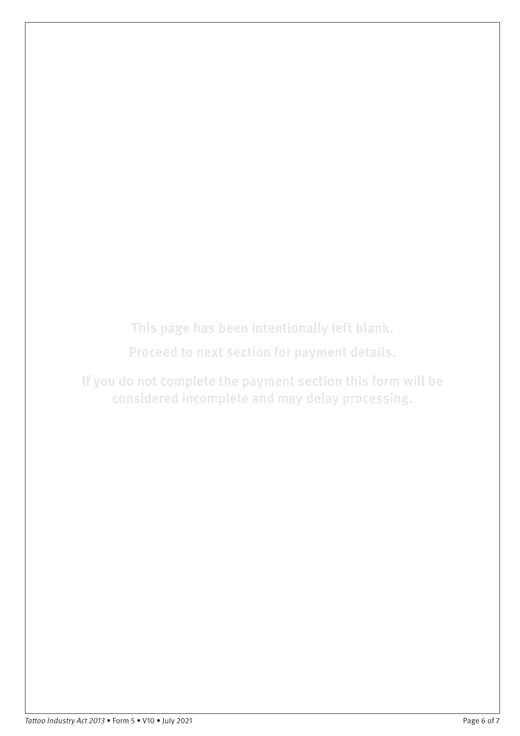**This page has been intentionally left blank.**

**Proceed to next section for payment details.**

**If you do not complete the payment section this form will be considered incomplete and may delay processing.**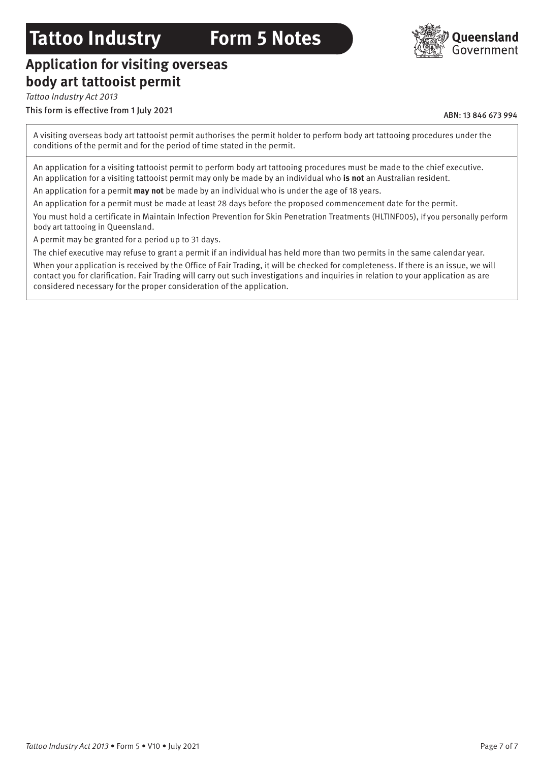# Tattoo Industry Form 5 Notes

Queensland Government

## Application for visiting overseas body art tattooist permit

*Tattoo Industry Act 2013*

This form is effective from 1 July 2021

ABN: 13 846 673 994

A visiting overseas body art tattooist permit authorises the permit holder to perform body art tattooing procedures under the conditions of the permit and for the period of time stated in the permit.

An application for a visiting tattooist permit to perform body art tattooing procedures must be made to the chief executive.

An application for a visiting tattooist permit may only be made by an individual who **is not** an Australian resident.

An application for a permit **may not** be made by an individual who is under the age of 18 years.

An application for a permit must be made at least 28 days before the proposed commencement date for the permit.

You must hold a certificate in Maintain Infection Prevention for Skin Penetration Treatments (HLTINF005), if you personally perform body art tattooing in Queensland.

A permit may be granted for a period up to 31 days.

The chief executive may refuse to grant a permit if an individual has held more than two permits in the same calendar year.

When your application is received by the Office of Fair Trading, it will be checked for completeness. If there is an issue, we will contact you for clarification. Fair Trading will carry out such investigations and inquiries in relation to your application as are considered necessary for the proper consideration of the application.